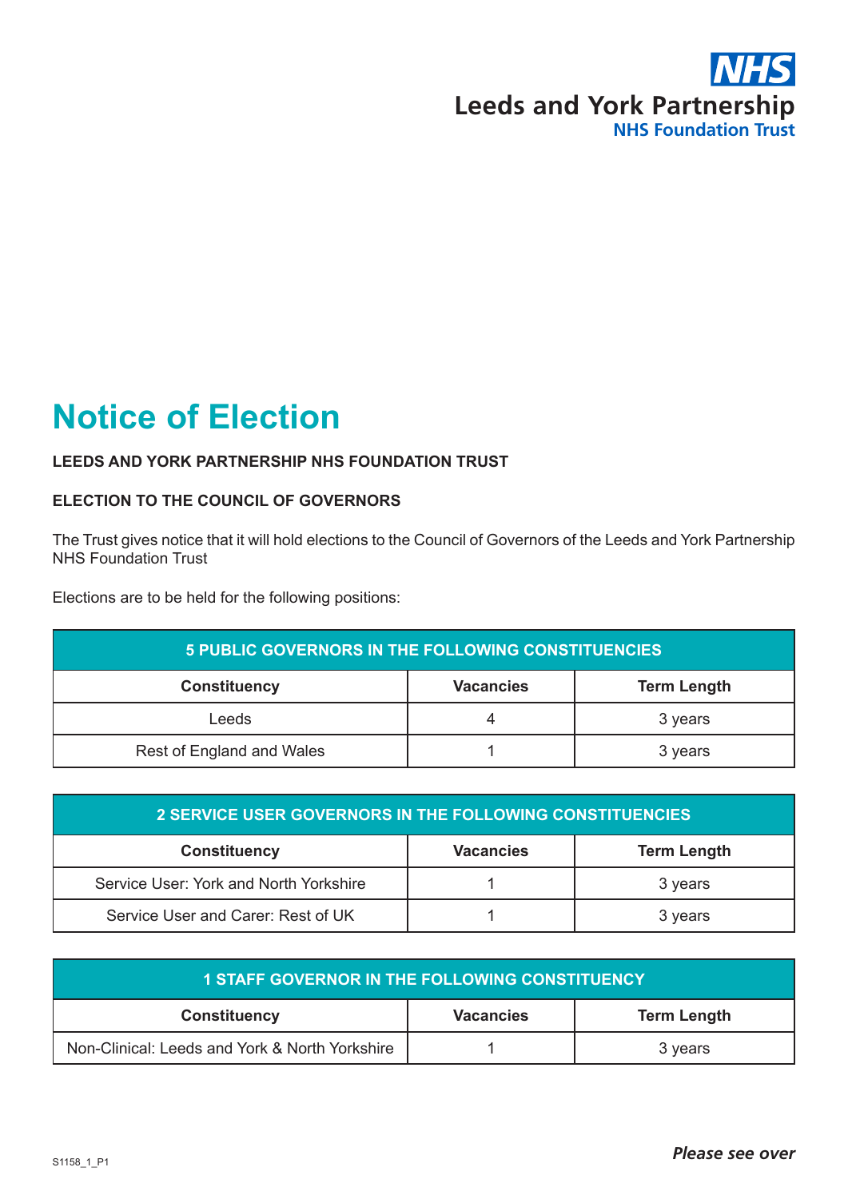Leeds and York Partnership
NHS Foundation Trust

# Notice of Election

**LEEDS AND YORK PARTNERSHIP NHS FOUNDATION TRUST**

**ELECTION TO THE COUNCIL OF GOVERNORS**

The Trust gives notice that it will hold elections to the Council of Governors of the Leeds and York Partnership NHS Foundation Trust

Elections are to be held for the following positions:

| 5 PUBLIC GOVERNORS IN THE FOLLOWING CONSTITUENCIES | | |
|---|---|---|
| **Constituency** | **Vacancies** | **Term Length** |
| Leeds | 4 | 3 years |
| Rest of England and Wales | 1 | 3 years |

| 2 SERVICE USER GOVERNORS IN THE FOLLOWING CONSTITUENCIES | | |
|---|---|---|
| **Constituency** | **Vacancies** | **Term Length** |
| Service User: York and North Yorkshire | 1 | 3 years |
| Service User and Carer: Rest of UK | 1 | 3 years |

| 1 STAFF GOVERNOR IN THE FOLLOWING CONSTITUENCY | | |
|---|---|---|
| **Constituency** | **Vacancies** | **Term Length** |
| Non-Clinical: Leeds and York & North Yorkshire | 1 | 3 years |

S1158_1_P1

***Please see over***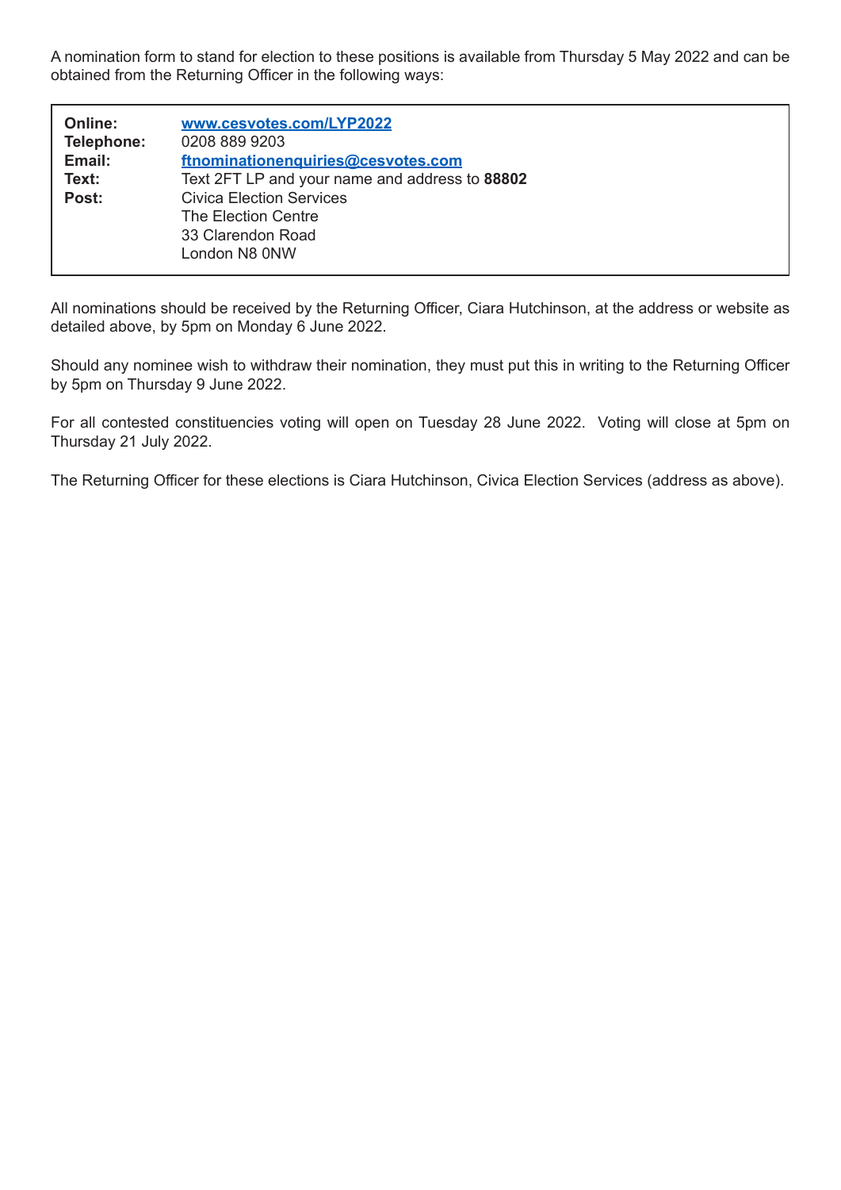A nomination form to stand for election to these positions is available from Thursday 5 May 2022 and can be obtained from the Returning Officer in the following ways:

| | |
|---|---|
| **Online:** | [www.cesvotes.com/LYP2022](http://www.cesvotes.com/LYP2022) |
| **Telephone:** | 0208 889 9203 |
| **Email:** | [ftnominationenquiries@cesvotes.com](mailto:ftnominationenquiries@cesvotes.com) |
| **Text:** | Text 2FT LP and your name and address to **88802** |
| **Post:** | Civica Election Services<br>The Election Centre<br>33 Clarendon Road<br>London N8 0NW |

All nominations should be received by the Returning Officer, Ciara Hutchinson, at the address or website as detailed above, by 5pm on Monday 6 June 2022.

Should any nominee wish to withdraw their nomination, they must put this in writing to the Returning Officer by 5pm on Thursday 9 June 2022.

For all contested constituencies voting will open on Tuesday 28 June 2022. Voting will close at 5pm on Thursday 21 July 2022.

The Returning Officer for these elections is Ciara Hutchinson, Civica Election Services (address as above).